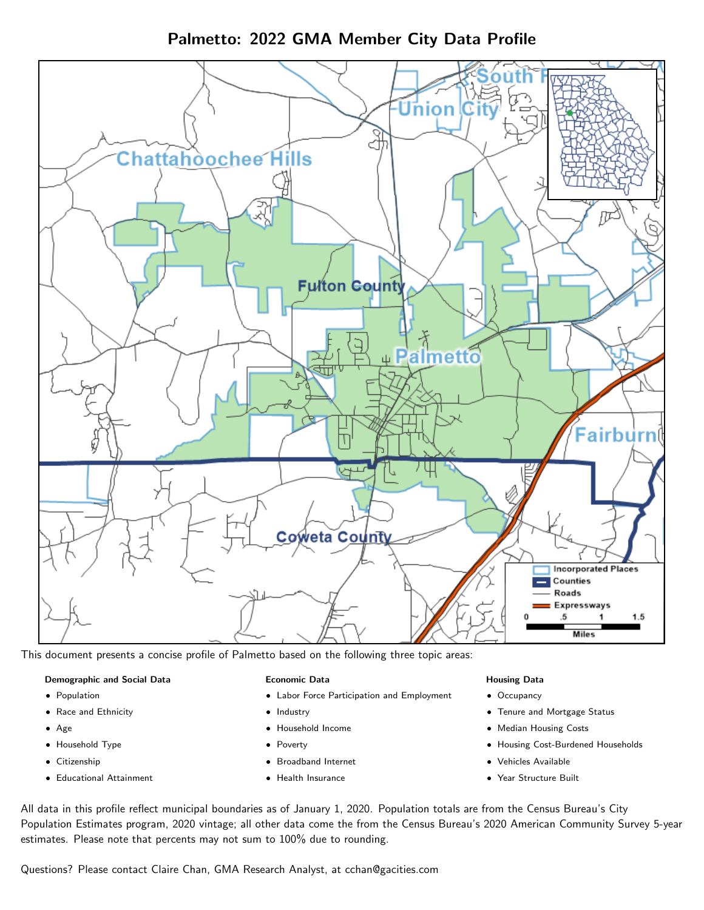# Palmetto: 2022 GMA Member City Data Profile

This document presents a concise profile of Palmetto based on the following three topic areas:

**Demographic and Social Data**

- Population
- Race and Ethnicity
- Age
- Household Type
- Citizenship
- Educational Attainment

**Economic Data**

- Labor Force Participation and Employment
- Industry
- Household Income
- Poverty
- Broadband Internet
- Health Insurance

**Housing Data**

- Occupancy
- Tenure and Mortgage Status
- Median Housing Costs
- Housing Cost-Burdened Households
- Vehicles Available
- Year Structure Built

All data in this profile reflect municipal boundaries as of January 1, 2020. Population totals are from the Census Bureau's City Population Estimates program, 2020 vintage; all other data come the from the Census Bureau's 2020 American Community Survey 5-year estimates. Please note that percents may not sum to 100% due to rounding.

Questions? Please contact Claire Chan, GMA Research Analyst, at cchan@gacities.com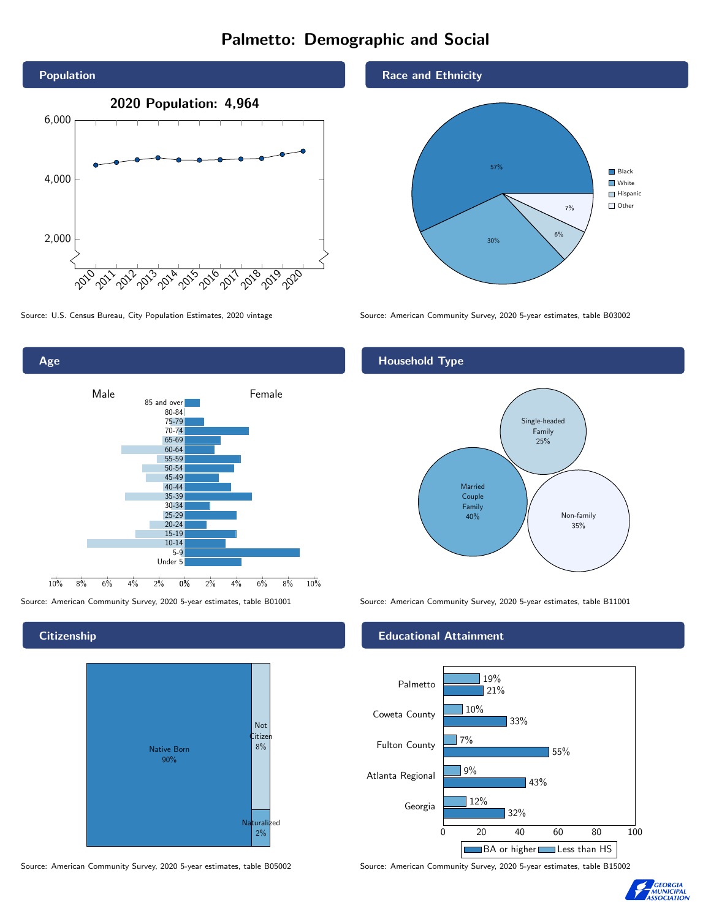# Palmetto: Demographic and Social

## Population

2020 Population: 4,964

Source: U.S. Census Bureau, City Population Estimates, 2020 vintage

## Race and Ethnicity

- Black: 57%
- White: 30%
- Hispanic: 6%
- Other: 7%

Source: American Community Survey, 2020 5-year estimates, table B03002

## Age

Male / Female

Age groups: 85 and over, 80-84, 75-79, 70-74, 65-69, 60-64, 55-59, 50-54, 45-49, 40-44, 35-39, 30-34, 25-29, 20-24, 15-19, 10-14, 5-9, Under 5

Source: American Community Survey, 2020 5-year estimates, table B01001

## Household Type

- Married Couple Family: 40%
- Single-headed Family: 25%
- Non-family: 35%

Source: American Community Survey, 2020 5-year estimates, table B11001

## Citizenship

- Native Born: 90%
- Not Citizen: 8%
- Naturalized: 2%

Source: American Community Survey, 2020 5-year estimates, table B05002

## Educational Attainment

| | Less than HS | BA or higher |
|---|---|---|
| Palmetto | 19% | 21% |
| Coweta County | 10% | 33% |
| Fulton County | 7% | 55% |
| Atlanta Regional | 9% | 43% |
| Georgia | 12% | 32% |

Source: American Community Survey, 2020 5-year estimates, table B15002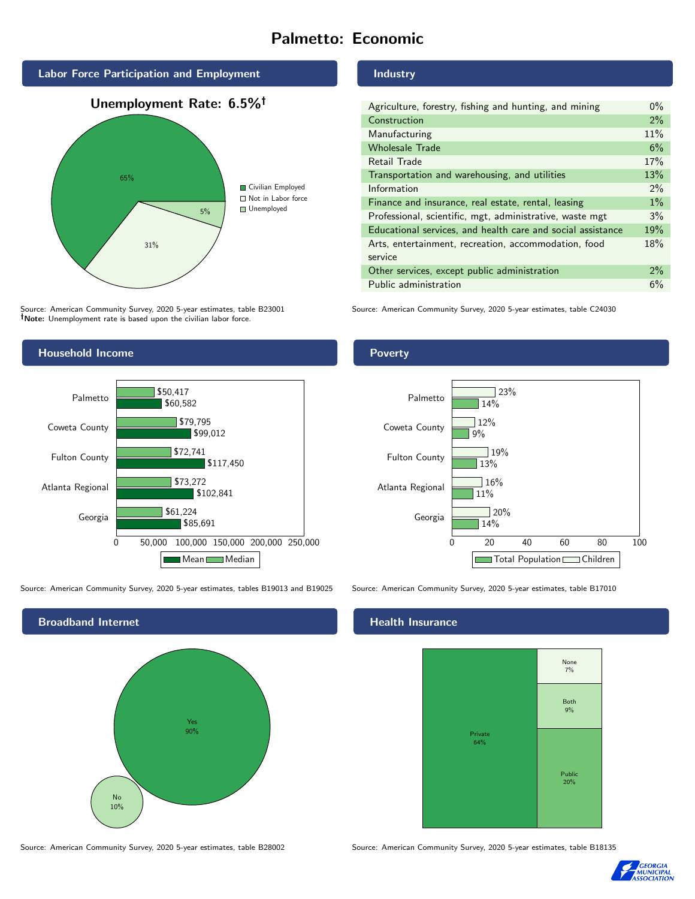# Palmetto: Economic

## Labor Force Participation and Employment

**Unemployment Rate: 6.5%†**

| Category | Percent |
|---|---|
| Civilian Employed | 65% |
| Not in Labor force | 31% |
| Unemployed | 5% |

Source: American Community Survey, 2020 5-year estimates, table B23001
†**Note:** Unemployment rate is based upon the civilian labor force.

## Industry

| Industry | Percent |
|---|---|
| Agriculture, forestry, fishing and hunting, and mining | 0% |
| Construction | 2% |
| Manufacturing | 11% |
| Wholesale Trade | 6% |
| Retail Trade | 17% |
| Transportation and warehousing, and utilities | 13% |
| Information | 2% |
| Finance and insurance, real estate, rental, leasing | 1% |
| Professional, scientific, mgt, administrative, waste mgt | 3% |
| Educational services, and health care and social assistance | 19% |
| Arts, entertainment, recreation, accommodation, food service | 18% |
| Other services, except public administration | 2% |
| Public administration | 6% |

Source: American Community Survey, 2020 5-year estimates, table C24030

## Household Income

| | Median | Mean |
|---|---|---|
| Palmetto | $50,417 | $60,582 |
| Coweta County | $79,795 | $99,012 |
| Fulton County | $72,741 | $117,450 |
| Atlanta Regional | $73,272 | $102,841 |
| Georgia | $61,224 | $85,691 |

Source: American Community Survey, 2020 5-year estimates, tables B19013 and B19025

## Poverty

| | Children | Total Population |
|---|---|---|
| Palmetto | 23% | 14% |
| Coweta County | 12% | 9% |
| Fulton County | 19% | 13% |
| Atlanta Regional | 16% | 11% |
| Georgia | 20% | 14% |

Source: American Community Survey, 2020 5-year estimates, table B17010

## Broadband Internet

| | Percent |
|---|---|
| Yes | 90% |
| No | 10% |

Source: American Community Survey, 2020 5-year estimates, table B28002

## Health Insurance

| | Percent |
|---|---|
| Private | 64% |
| Public | 20% |
| Both | 9% |
| None | 7% |

Source: American Community Survey, 2020 5-year estimates, table B18135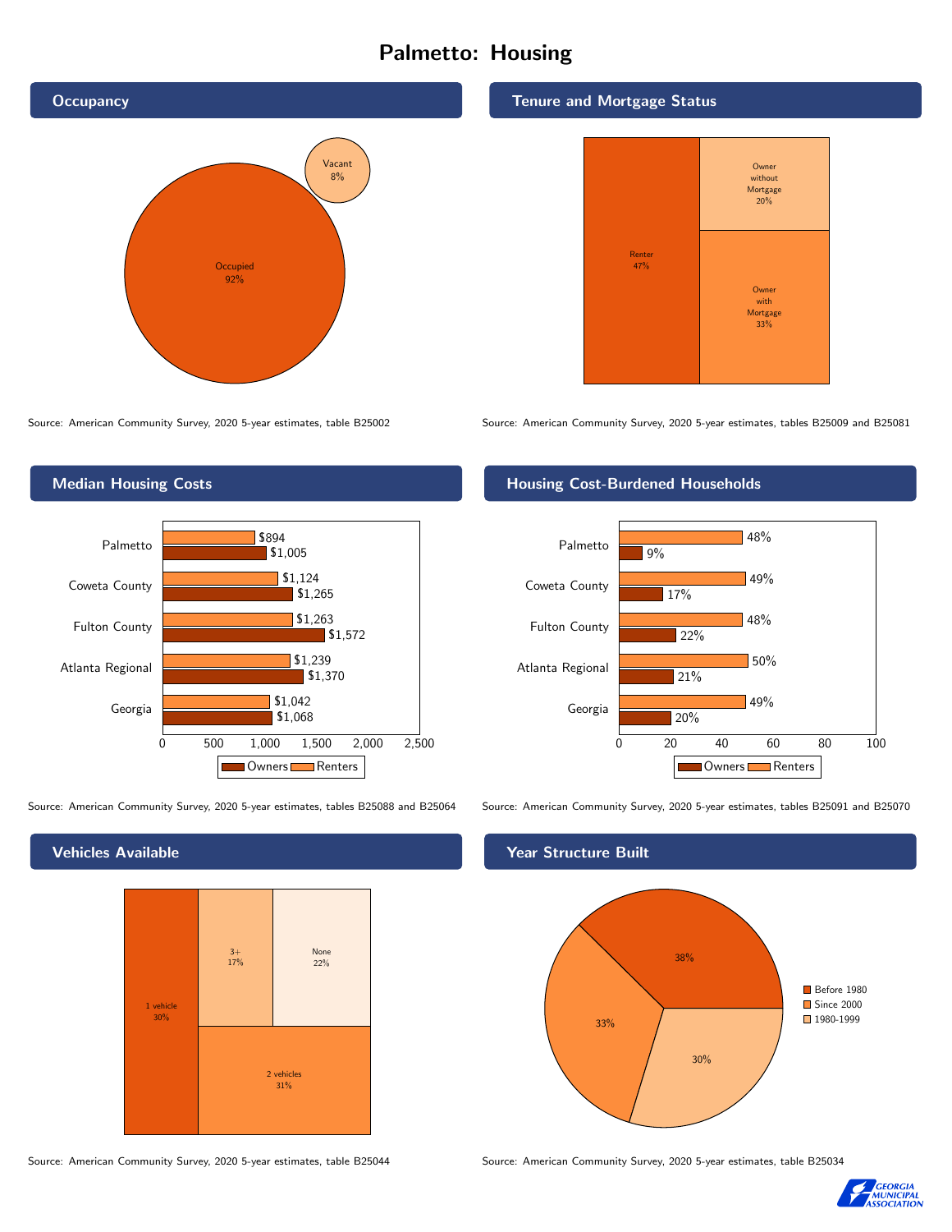# Palmetto: Housing

## Occupancy

Vacant
8%

Occupied
92%

Source: American Community Survey, 2020 5-year estimates, table B25002

## Tenure and Mortgage Status

Renter
47%

Owner
without
Mortgage
20%

Owner
with
Mortgage
33%

Source: American Community Survey, 2020 5-year estimates, tables B25009 and B25081

## Median Housing Costs

Palmetto
$894
$1,005

Coweta County
$1,124
$1,265

Fulton County
$1,263
$1,572

Atlanta Regional
$1,239
$1,370

Georgia
$1,042
$1,068

0 500 1,000 1,500 2,000 2,500

Owners Renters

Source: American Community Survey, 2020 5-year estimates, tables B25088 and B25064

## Housing Cost-Burdened Households

Palmetto
48%
9%

Coweta County
49%
17%

Fulton County
48%
22%

Atlanta Regional
50%
21%

Georgia
49%
20%

0 20 40 60 80 100

Owners Renters

Source: American Community Survey, 2020 5-year estimates, tables B25091 and B25070

## Vehicles Available

1 vehicle
30%

3+
17%

None
22%

2 vehicles
31%

Source: American Community Survey, 2020 5-year estimates, table B25044

## Year Structure Built

38%

33%

30%

Before 1980
Since 2000
1980-1999

Source: American Community Survey, 2020 5-year estimates, table B25034

GEORGIA MUNICIPAL ASSOCIATION